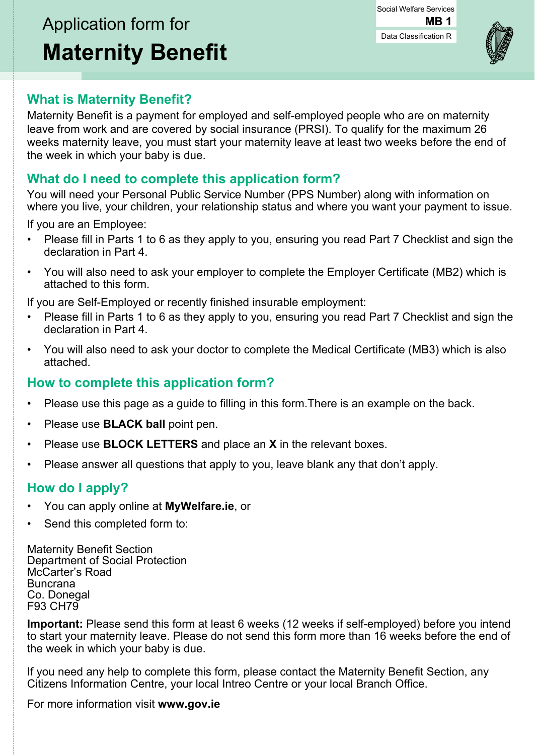Social Welfare Services
**MB 1**
Data Classification R

# Application form for
# Maternity Benefit

## What is Maternity Benefit?

Maternity Benefit is a payment for employed and self-employed people who are on maternity leave from work and are covered by social insurance (PRSI). To qualify for the maximum 26 weeks maternity leave, you must start your maternity leave at least two weeks before the end of the week in which your baby is due.

## What do I need to complete this application form?

You will need your Personal Public Service Number (PPS Number) along with information on where you live, your children, your relationship status and where you want your payment to issue.

If you are an Employee:

- Please fill in Parts 1 to 6 as they apply to you, ensuring you read Part 7 Checklist and sign the declaration in Part 4.
- You will also need to ask your employer to complete the Employer Certificate (MB2) which is attached to this form.

If you are Self-Employed or recently finished insurable employment:

- Please fill in Parts 1 to 6 as they apply to you, ensuring you read Part 7 Checklist and sign the declaration in Part 4.
- You will also need to ask your doctor to complete the Medical Certificate (MB3) which is also attached.

## How to complete this application form?

- Please use this page as a guide to filling in this form.There is an example on the back.
- Please use **BLACK ball** point pen.
- Please use **BLOCK LETTERS** and place an **X** in the relevant boxes.
- Please answer all questions that apply to you, leave blank any that don't apply.

## How do I apply?

- You can apply online at **MyWelfare.ie**, or
- Send this completed form to:

Maternity Benefit Section
Department of Social Protection
McCarter's Road
Buncrana
Co. Donegal
F93 CH79

**Important:** Please send this form at least 6 weeks (12 weeks if self-employed) before you intend to start your maternity leave. Please do not send this form more than 16 weeks before the end of the week in which your baby is due.

If you need any help to complete this form, please contact the Maternity Benefit Section, any Citizens Information Centre, your local Intreo Centre or your local Branch Office.

For more information visit **www.gov.ie**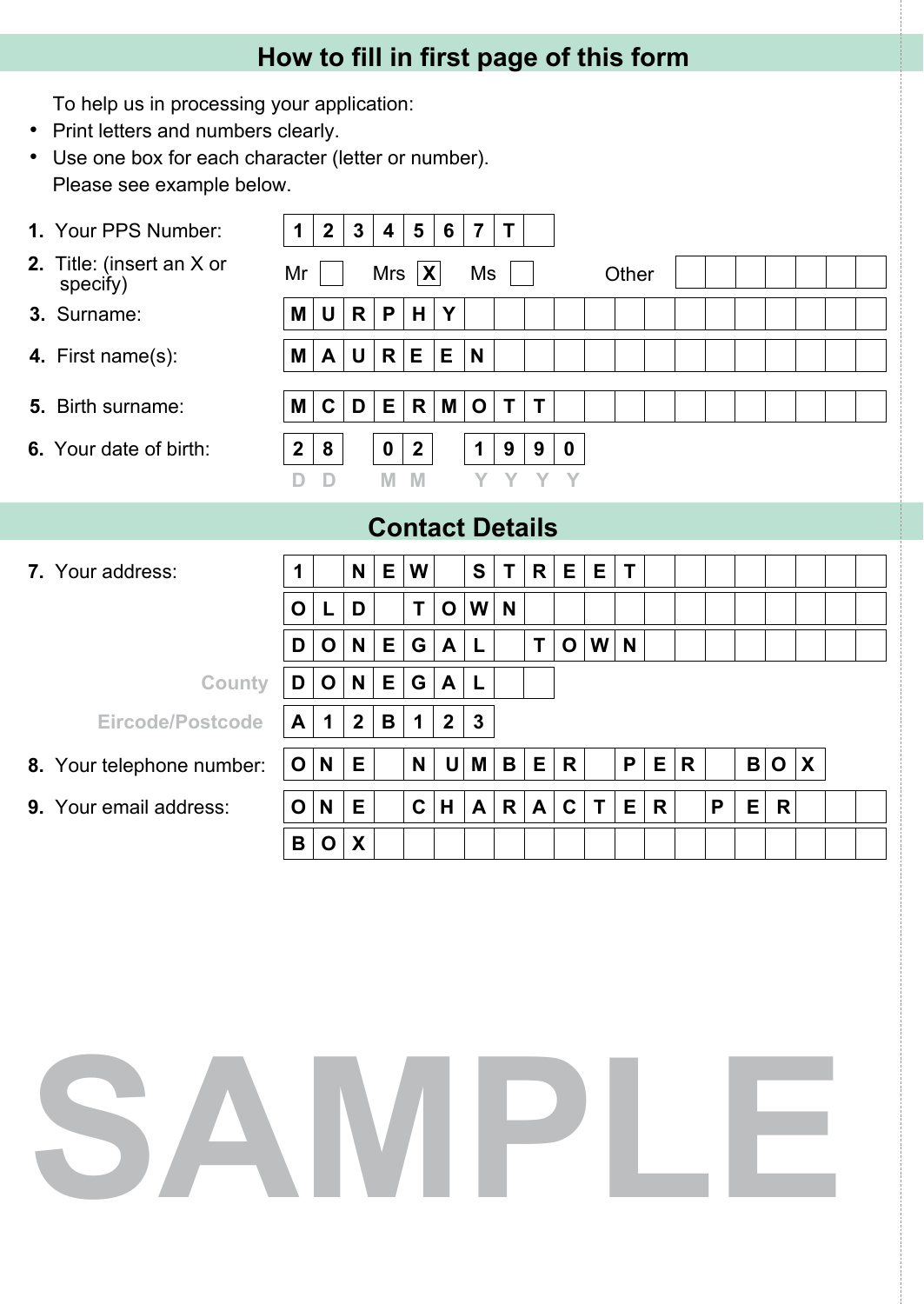## How to fill in first page of this form

To help us in processing your application:

- Print letters and numbers clearly.
- Use one box for each character (letter or number).

Please see example below.

1. Your PPS Number: 1234567T
2. Title: (insert an X or specify) Mr [ ] Mrs [X] Ms [ ] Other [ ]
3. Surname: MURPHY
4. First name(s): MAUREEN
5. Birth surname: MCDERMOTT
6. Your date of birth: 28 02 1990 (DD MM YYYY)

## Contact Details

7. Your address: 1 NEW STREET
   OLD TOWN
   DONEGAL TOWN
   County: DONEGAL
   Eircode/Postcode: A12B123
8. Your telephone number: ONE NUMBER PER BOX
9. Your email address: ONE CHARACTER PER BOX

SAMPLE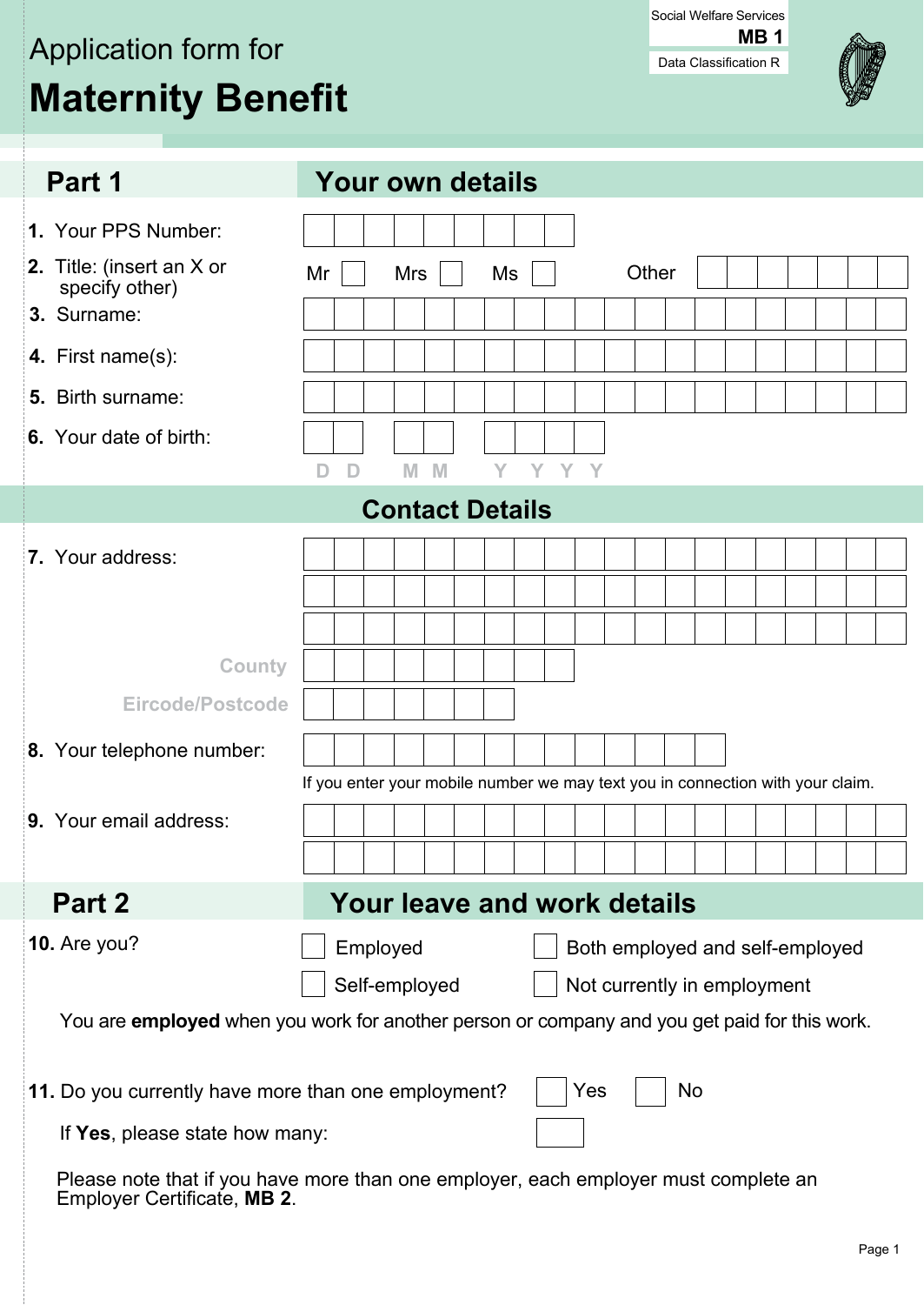Social Welfare Services
**MB 1**
Data Classification R

# Application form for
# Maternity Benefit

## Part 1 Your own details

**1.** Your PPS Number:

**2.** Title: (insert an X or specify other) Mr ☐ Mrs ☐ Ms ☐ Other

**3.** Surname:

**4.** First name(s):

**5.** Birth surname:

**6.** Your date of birth: D D M M Y Y Y Y

### Contact Details

**7.** Your address:

County

Eircode/Postcode

**8.** Your telephone number:

If you enter your mobile number we may text you in connection with your claim.

**9.** Your email address:

## Part 2 Your leave and work details

**10.** Are you?

☐ Employed ☐ Both employed and self-employed

☐ Self-employed ☐ Not currently in employment

You are **employed** when you work for another person or company and you get paid for this work.

**11.** Do you currently have more than one employment? ☐ Yes ☐ No

If **Yes**, please state how many:

Please note that if you have more than one employer, each employer must complete an Employer Certificate, **MB 2**.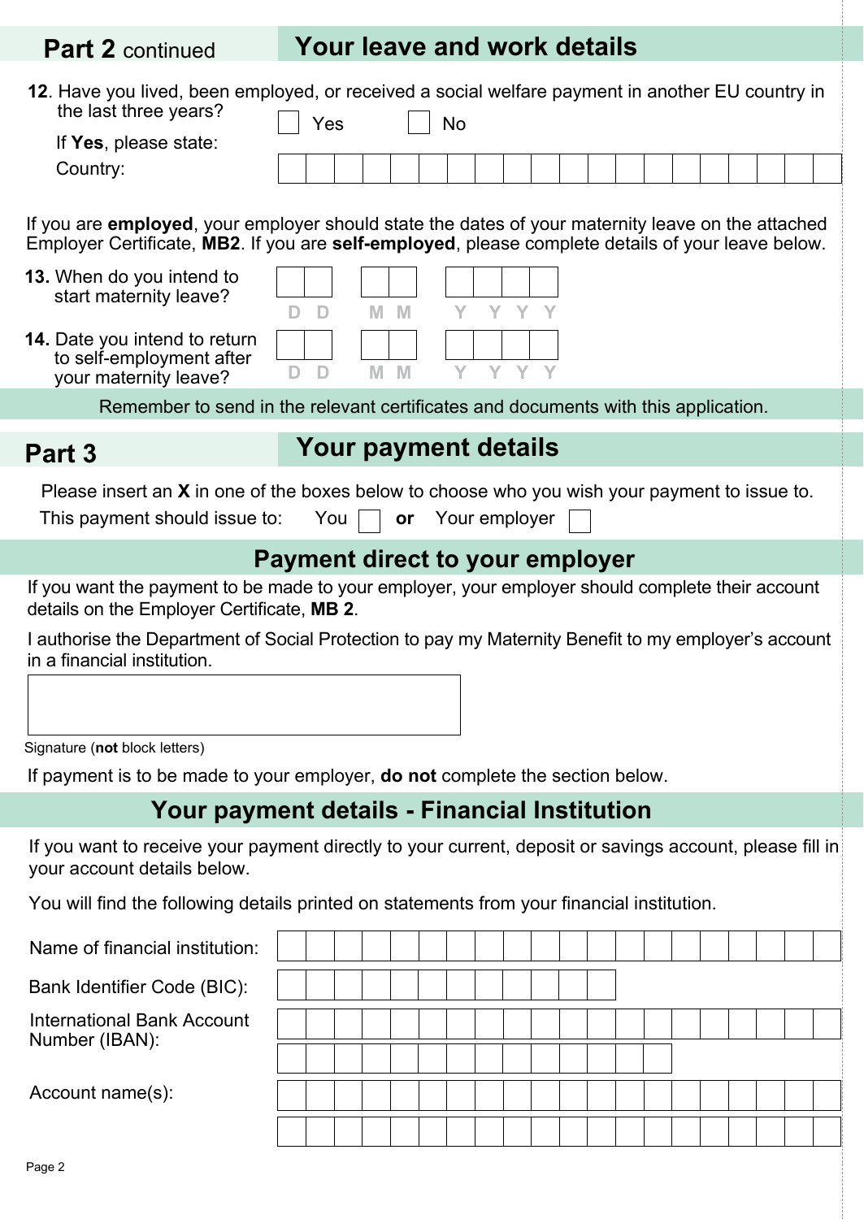## Part 2 continued — Your leave and work details

**12**. Have you lived, been employed, or received a social welfare payment in another EU country in the last three years?

☐ Yes ☐ No

If **Yes**, please state:

Country: ______________________

If you are **employed**, your employer should state the dates of your maternity leave on the attached Employer Certificate, **MB2**. If you are **self-employed**, please complete details of your leave below.

**13.** When do you intend to start maternity leave? D D / M M / Y Y Y Y

**14.** Date you intend to return to self-employment after your maternity leave? D D / M M / Y Y Y Y

Remember to send in the relevant certificates and documents with this application.

## Part 3 — Your payment details

Please insert an **X** in one of the boxes below to choose who you wish your payment to issue to.

This payment should issue to: You ☐ **or** Your employer ☐

### Payment direct to your employer

If you want the payment to be made to your employer, your employer should complete their account details on the Employer Certificate, **MB 2**.

I authorise the Department of Social Protection to pay my Maternity Benefit to my employer's account in a financial institution.

______________________

Signature (**not** block letters)

If payment is to be made to your employer, **do not** complete the section below.

### Your payment details - Financial Institution

If you want to receive your payment directly to your current, deposit or savings account, please fill in your account details below.

You will find the following details printed on statements from your financial institution.

Name of financial institution: ______________________

Bank Identifier Code (BIC): ______________________

International Bank Account Number (IBAN): ______________________

Account name(s): ______________________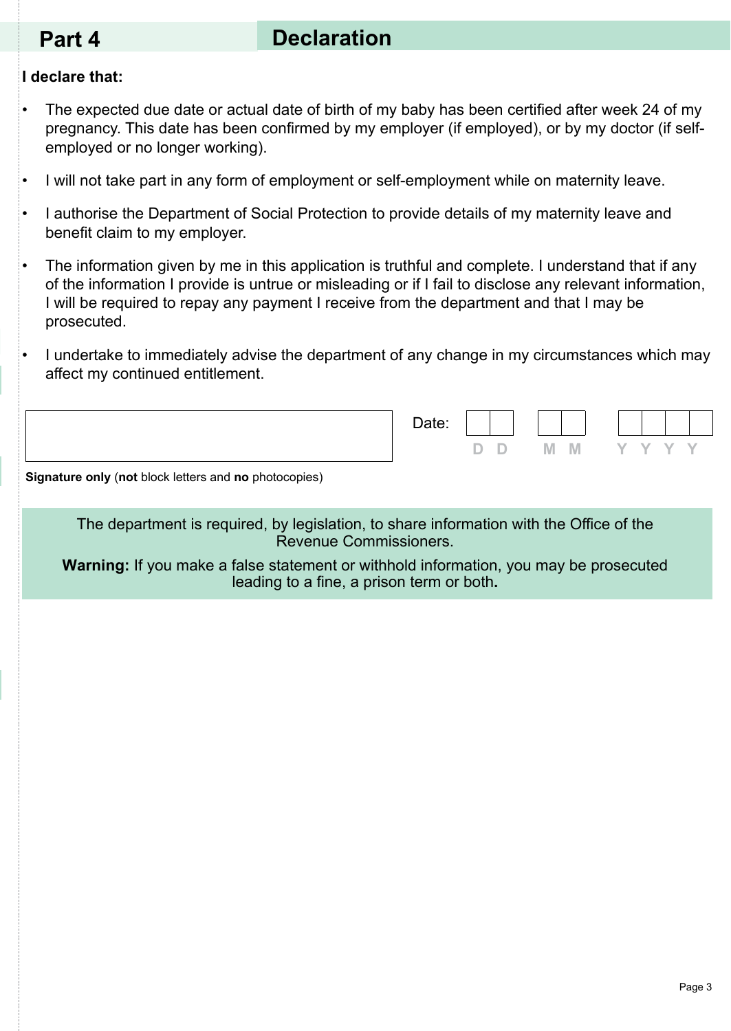## Part 4 Declaration

**I declare that:**

- The expected due date or actual date of birth of my baby has been certified after week 24 of my pregnancy. This date has been confirmed by my employer (if employed), or by my doctor (if self-employed or no longer working).
- I will not take part in any form of employment or self-employment while on maternity leave.
- I authorise the Department of Social Protection to provide details of my maternity leave and benefit claim to my employer.
- The information given by me in this application is truthful and complete. I understand that if any of the information I provide is untrue or misleading or if I fail to disclose any relevant information, I will be required to repay any payment I receive from the department and that I may be prosecuted.
- I undertake to immediately advise the department of any change in my circumstances which may affect my continued entitlement.

Date: D D M M Y Y Y Y

**Signature only** (**not** block letters and **no** photocopies)

The department is required, by legislation, to share information with the Office of the Revenue Commissioners.

**Warning:** If you make a false statement or withhold information, you may be prosecuted leading to a fine, a prison term or both.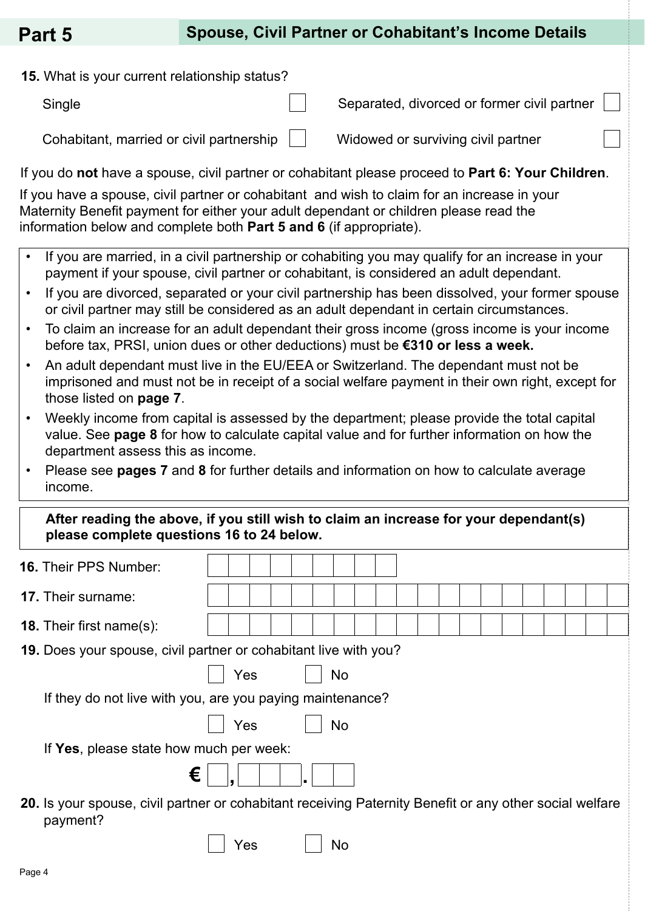## Part 5 Spouse, Civil Partner or Cohabitant's Income Details

**15.** What is your current relationship status?

Single ☐ Separated, divorced or former civil partner ☐

Cohabitant, married or civil partnership ☐ Widowed or surviving civil partner ☐

If you do **not** have a spouse, civil partner or cohabitant please proceed to **Part 6: Your Children**.

If you have a spouse, civil partner or cohabitant and wish to claim for an increase in your Maternity Benefit payment for either your adult dependant or children please read the information below and complete both **Part 5 and 6** (if appropriate).

- If you are married, in a civil partnership or cohabiting you may qualify for an increase in your payment if your spouse, civil partner or cohabitant, is considered an adult dependant.
- If you are divorced, separated or your civil partnership has been dissolved, your former spouse or civil partner may still be considered as an adult dependant in certain circumstances.
- To claim an increase for an adult dependant their gross income (gross income is your income before tax, PRSI, union dues or other deductions) must be **€310 or less a week.**
- An adult dependant must live in the EU/EEA or Switzerland. The dependant must not be imprisoned and must not be in receipt of a social welfare payment in their own right, except for those listed on **page 7**.
- Weekly income from capital is assessed by the department; please provide the total capital value. See **page 8** for how to calculate capital value and for further information on how the department assess this as income.
- Please see **pages 7** and **8** for further details and information on how to calculate average income.

**After reading the above, if you still wish to claim an increase for your dependant(s) please complete questions 16 to 24 below.**

**16.** Their PPS Number: ☐☐☐☐☐☐☐☐☐

**17.** Their surname: ________________

**18.** Their first name(s): ________________

**19.** Does your spouse, civil partner or cohabitant live with you?

☐ Yes ☐ No

If they do not live with you, are you paying maintenance?

☐ Yes ☐ No

If **Yes**, please state how much per week:

€ ☐,☐☐☐.☐☐

**20.** Is your spouse, civil partner or cohabitant receiving Paternity Benefit or any other social welfare payment?

☐ Yes ☐ No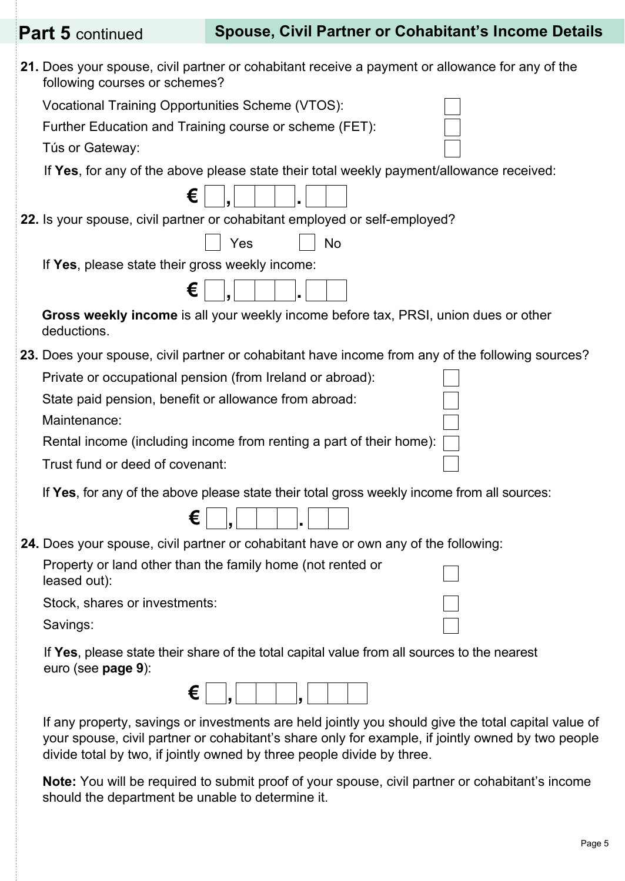## Part 5 continued — Spouse, Civil Partner or Cohabitant's Income Details

**21.** Does your spouse, civil partner or cohabitant receive a payment or allowance for any of the following courses or schemes?

- Vocational Training Opportunities Scheme (VTOS): ☐
- Further Education and Training course or scheme (FET): ☐
- Tús or Gateway: ☐

If **Yes**, for any of the above please state their total weekly payment/allowance received:

€ ☐,☐☐☐.☐☐

**22.** Is your spouse, civil partner or cohabitant employed or self-employed?

☐ Yes ☐ No

If **Yes**, please state their gross weekly income:

€ ☐,☐☐☐.☐☐

**Gross weekly income** is all your weekly income before tax, PRSI, union dues or other deductions.

**23.** Does your spouse, civil partner or cohabitant have income from any of the following sources?

- Private or occupational pension (from Ireland or abroad): ☐
- State paid pension, benefit or allowance from abroad: ☐
- Maintenance: ☐
- Rental income (including income from renting a part of their home): ☐
- Trust fund or deed of covenant: ☐

If **Yes**, for any of the above please state their total gross weekly income from all sources:

€ ☐,☐☐☐.☐☐

**24.** Does your spouse, civil partner or cohabitant have or own any of the following:

- Property or land other than the family home (not rented or leased out): ☐
- Stock, shares or investments: ☐
- Savings: ☐

If **Yes**, please state their share of the total capital value from all sources to the nearest euro (see **page 9**):

€ ☐,☐☐☐,☐☐☐

If any property, savings or investments are held jointly you should give the total capital value of your spouse, civil partner or cohabitant's share only for example, if jointly owned by two people divide total by two, if jointly owned by three people divide by three.

**Note:** You will be required to submit proof of your spouse, civil partner or cohabitant's income should the department be unable to determine it.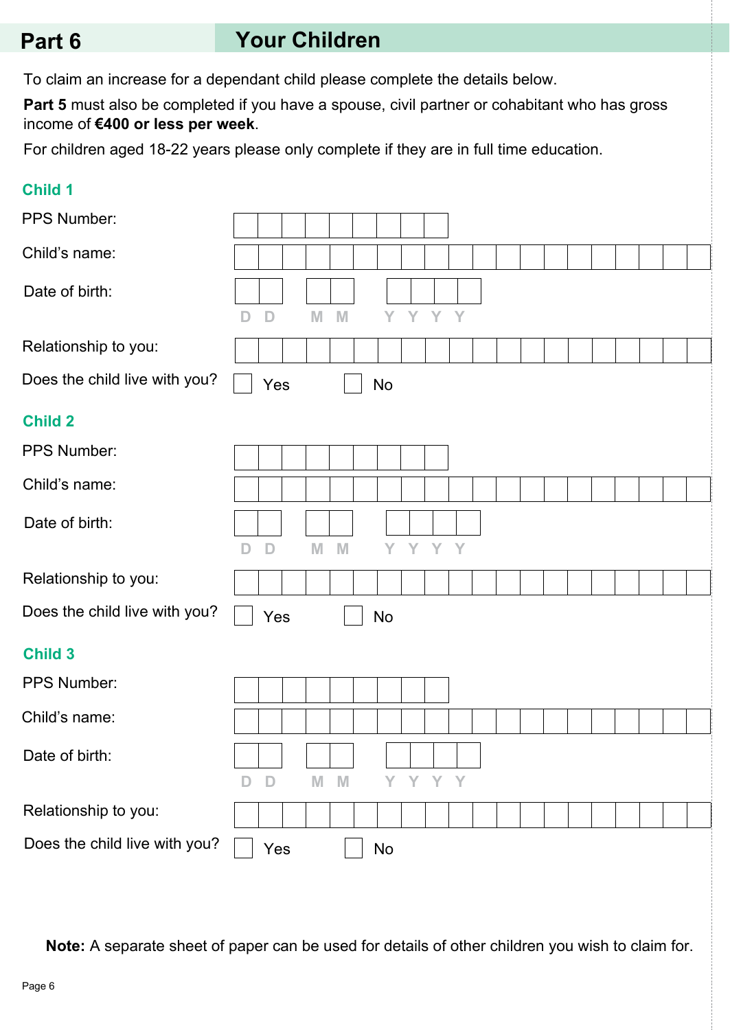## Part 6 Your Children

To claim an increase for a dependant child please complete the details below.

**Part 5** must also be completed if you have a spouse, civil partner or cohabitant who has gross income of **€400 or less per week**.

For children aged 18-22 years please only complete if they are in full time education.

### Child 1

PPS Number:

Child's name:

Date of birth: D D M M Y Y Y Y

Relationship to you:

Does the child live with you? ☐ Yes ☐ No

### Child 2

PPS Number:

Child's name:

Date of birth: D D M M Y Y Y Y

Relationship to you:

Does the child live with you? ☐ Yes ☐ No

### Child 3

PPS Number:

Child's name:

Date of birth: D D M M Y Y Y Y

Relationship to you:

Does the child live with you? ☐ Yes ☐ No

**Note:** A separate sheet of paper can be used for details of other children you wish to claim for.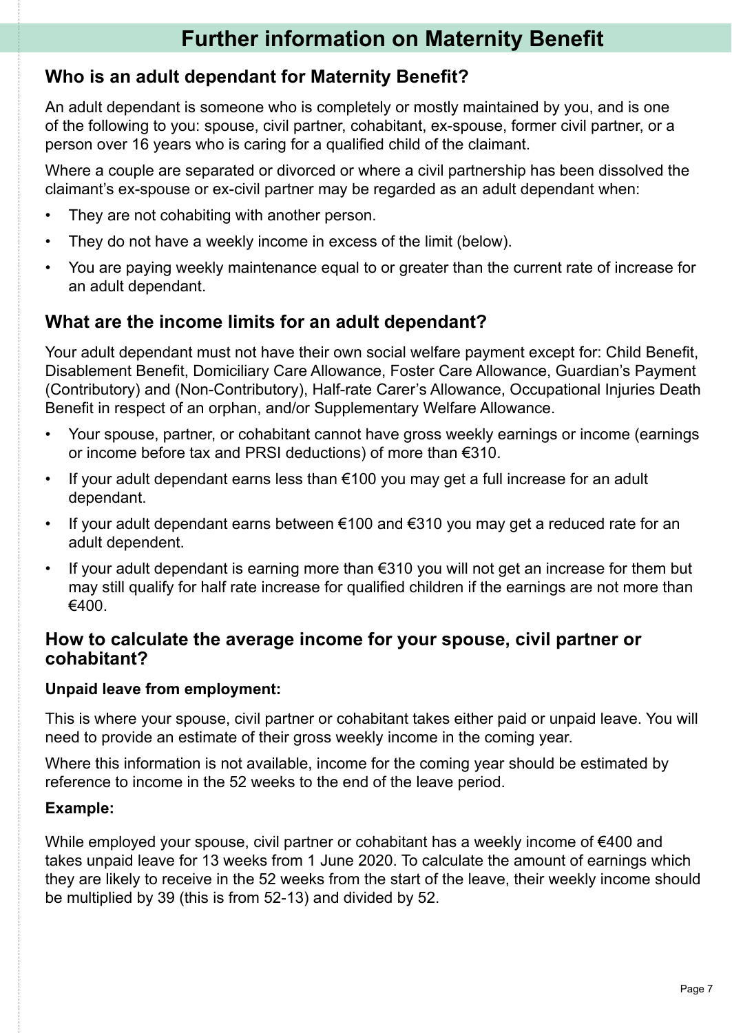# Further information on Maternity Benefit

## Who is an adult dependant for Maternity Benefit?

An adult dependant is someone who is completely or mostly maintained by you, and is one of the following to you: spouse, civil partner, cohabitant, ex-spouse, former civil partner, or a person over 16 years who is caring for a qualified child of the claimant.

Where a couple are separated or divorced or where a civil partnership has been dissolved the claimant's ex-spouse or ex-civil partner may be regarded as an adult dependant when:

- They are not cohabiting with another person.
- They do not have a weekly income in excess of the limit (below).
- You are paying weekly maintenance equal to or greater than the current rate of increase for an adult dependant.

## What are the income limits for an adult dependant?

Your adult dependant must not have their own social welfare payment except for: Child Benefit, Disablement Benefit, Domiciliary Care Allowance, Foster Care Allowance, Guardian's Payment (Contributory) and (Non-Contributory), Half-rate Carer's Allowance, Occupational Injuries Death Benefit in respect of an orphan, and/or Supplementary Welfare Allowance.

- Your spouse, partner, or cohabitant cannot have gross weekly earnings or income (earnings or income before tax and PRSI deductions) of more than €310.
- If your adult dependant earns less than €100 you may get a full increase for an adult dependant.
- If your adult dependant earns between €100 and €310 you may get a reduced rate for an adult dependent.
- If your adult dependant is earning more than €310 you will not get an increase for them but may still qualify for half rate increase for qualified children if the earnings are not more than €400.

## How to calculate the average income for your spouse, civil partner or cohabitant?

**Unpaid leave from employment:**

This is where your spouse, civil partner or cohabitant takes either paid or unpaid leave. You will need to provide an estimate of their gross weekly income in the coming year.

Where this information is not available, income for the coming year should be estimated by reference to income in the 52 weeks to the end of the leave period.

**Example:**

While employed your spouse, civil partner or cohabitant has a weekly income of €400 and takes unpaid leave for 13 weeks from 1 June 2020. To calculate the amount of earnings which they are likely to receive in the 52 weeks from the start of the leave, their weekly income should be multiplied by 39 (this is from 52-13) and divided by 52.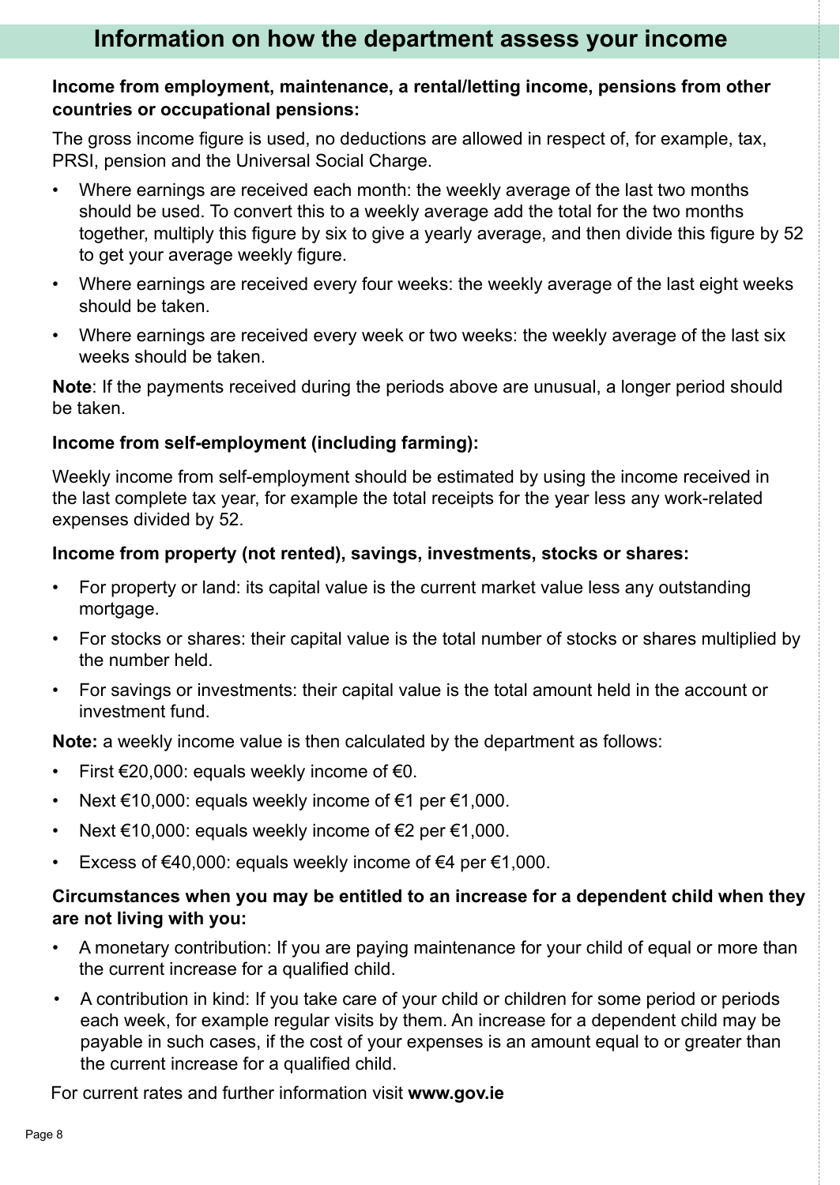## Information on how the department assess your income

**Income from employment, maintenance, a rental/letting income, pensions from other countries or occupational pensions:**

The gross income figure is used, no deductions are allowed in respect of, for example, tax, PRSI, pension and the Universal Social Charge.

- Where earnings are received each month: the weekly average of the last two months should be used. To convert this to a weekly average add the total for the two months together, multiply this figure by six to give a yearly average, and then divide this figure by 52 to get your average weekly figure.
- Where earnings are received every four weeks: the weekly average of the last eight weeks should be taken.
- Where earnings are received every week or two weeks: the weekly average of the last six weeks should be taken.

**Note**: If the payments received during the periods above are unusual, a longer period should be taken.

**Income from self-employment (including farming):**

Weekly income from self-employment should be estimated by using the income received in the last complete tax year, for example the total receipts for the year less any work-related expenses divided by 52.

**Income from property (not rented), savings, investments, stocks or shares:**

- For property or land: its capital value is the current market value less any outstanding mortgage.
- For stocks or shares: their capital value is the total number of stocks or shares multiplied by the number held.
- For savings or investments: their capital value is the total amount held in the account or investment fund.

**Note:** a weekly income value is then calculated by the department as follows:

- First €20,000: equals weekly income of €0.
- Next €10,000: equals weekly income of €1 per €1,000.
- Next €10,000: equals weekly income of €2 per €1,000.
- Excess of €40,000: equals weekly income of €4 per €1,000.

**Circumstances when you may be entitled to an increase for a dependent child when they are not living with you:**

- A monetary contribution: If you are paying maintenance for your child of equal or more than the current increase for a qualified child.
- A contribution in kind: If you take care of your child or children for some period or periods each week, for example regular visits by them. An increase for a dependent child may be payable in such cases, if the cost of your expenses is an amount equal to or greater than the current increase for a qualified child.

For current rates and further information visit **www.gov.ie**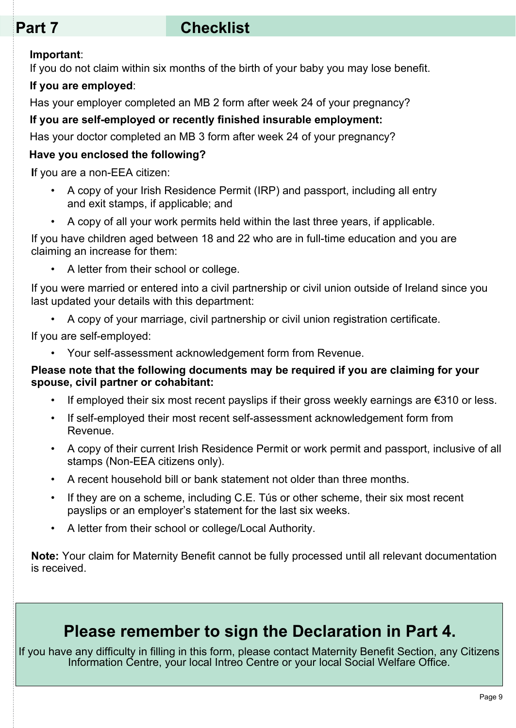## Part 7 Checklist

**Important**:
If you do not claim within six months of the birth of your baby you may lose benefit.

**If you are employed**:

Has your employer completed an MB 2 form after week 24 of your pregnancy?

**If you are self-employed or recently finished insurable employment:**

Has your doctor completed an MB 3 form after week 24 of your pregnancy?

**Have you enclosed the following?**

If you are a non-EEA citizen:

- A copy of your Irish Residence Permit (IRP) and passport, including all entry and exit stamps, if applicable; and
- A copy of all your work permits held within the last three years, if applicable.

If you have children aged between 18 and 22 who are in full-time education and you are claiming an increase for them:

- A letter from their school or college.

If you were married or entered into a civil partnership or civil union outside of Ireland since you last updated your details with this department:

- A copy of your marriage, civil partnership or civil union registration certificate.

If you are self-employed:

- Your self-assessment acknowledgement form from Revenue.

**Please note that the following documents may be required if you are claiming for your spouse, civil partner or cohabitant:**

- If employed their six most recent payslips if their gross weekly earnings are €310 or less.
- If self-employed their most recent self-assessment acknowledgement form from Revenue.
- A copy of their current Irish Residence Permit or work permit and passport, inclusive of all stamps (Non-EEA citizens only).
- A recent household bill or bank statement not older than three months.
- If they are on a scheme, including C.E. Tús or other scheme, their six most recent payslips or an employer's statement for the last six weeks.
- A letter from their school or college/Local Authority.

**Note:** Your claim for Maternity Benefit cannot be fully processed until all relevant documentation is received.

## Please remember to sign the Declaration in Part 4.

If you have any difficulty in filling in this form, please contact Maternity Benefit Section, any Citizens Information Centre, your local Intreo Centre or your local Social Welfare Office.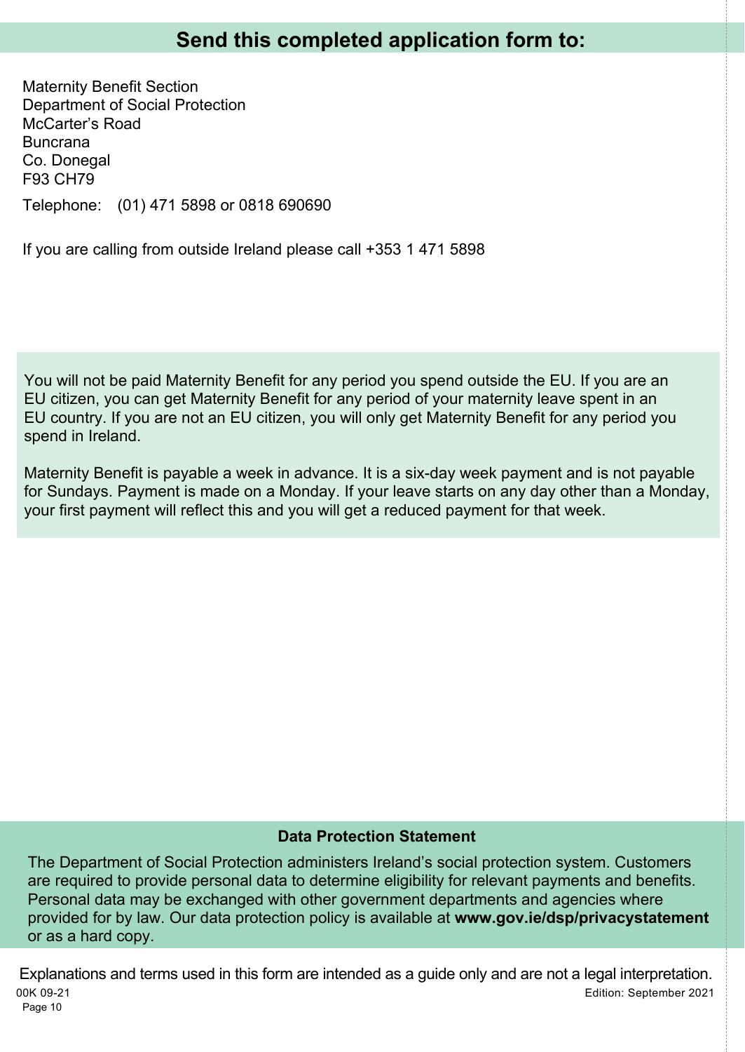## Send this completed application form to:

Maternity Benefit Section
Department of Social Protection
McCarter's Road
Buncrana
Co. Donegal
F93 CH79

Telephone: (01) 471 5898 or 0818 690690

If you are calling from outside Ireland please call +353 1 471 5898

You will not be paid Maternity Benefit for any period you spend outside the EU. If you are an EU citizen, you can get Maternity Benefit for any period of your maternity leave spent in an EU country. If you are not an EU citizen, you will only get Maternity Benefit for any period you spend in Ireland.

Maternity Benefit is payable a week in advance. It is a six-day week payment and is not payable for Sundays. Payment is made on a Monday. If your leave starts on any day other than a Monday, your first payment will reflect this and you will get a reduced payment for that week.

### Data Protection Statement

The Department of Social Protection administers Ireland's social protection system. Customers are required to provide personal data to determine eligibility for relevant payments and benefits. Personal data may be exchanged with other government departments and agencies where provided for by law. Our data protection policy is available at **www.gov.ie/dsp/privacystatement** or as a hard copy.

Explanations and terms used in this form are intended as a guide only and are not a legal interpretation.

00K 09-21 Edition: September 2021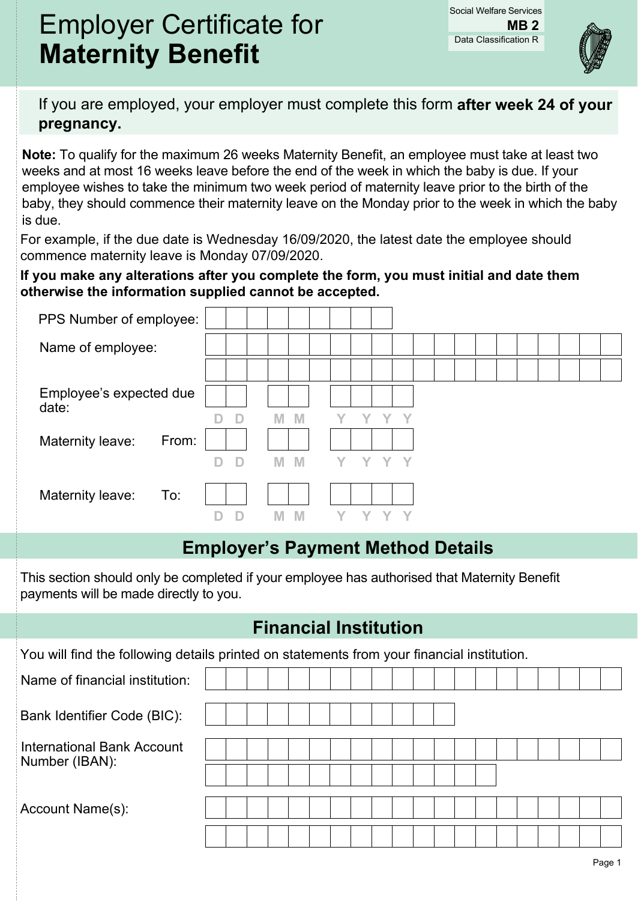# Employer Certificate for **Maternity Benefit**

Social Welfare Services
**MB 2**
Data Classification R

If you are employed, your employer must complete this form **after week 24 of your pregnancy.**

**Note:** To qualify for the maximum 26 weeks Maternity Benefit, an employee must take at least two weeks and at most 16 weeks leave before the end of the week in which the baby is due. If your employee wishes to take the minimum two week period of maternity leave prior to the birth of the baby, they should commence their maternity leave on the Monday prior to the week in which the baby is due.

For example, if the due date is Wednesday 16/09/2020, the latest date the employee should commence maternity leave is Monday 07/09/2020.

**If you make any alterations after you complete the form, you must initial and date them otherwise the information supplied cannot be accepted.**

PPS Number of employee:

Name of employee:

Employee's expected due date: D D M M Y Y Y Y

Maternity leave: From: D D M M Y Y Y Y

Maternity leave: To: D D M M Y Y Y Y

## Employer's Payment Method Details

This section should only be completed if your employee has authorised that Maternity Benefit payments will be made directly to you.

## Financial Institution

You will find the following details printed on statements from your financial institution.

Name of financial institution:

Bank Identifier Code (BIC):

International Bank Account Number (IBAN):

Account Name(s):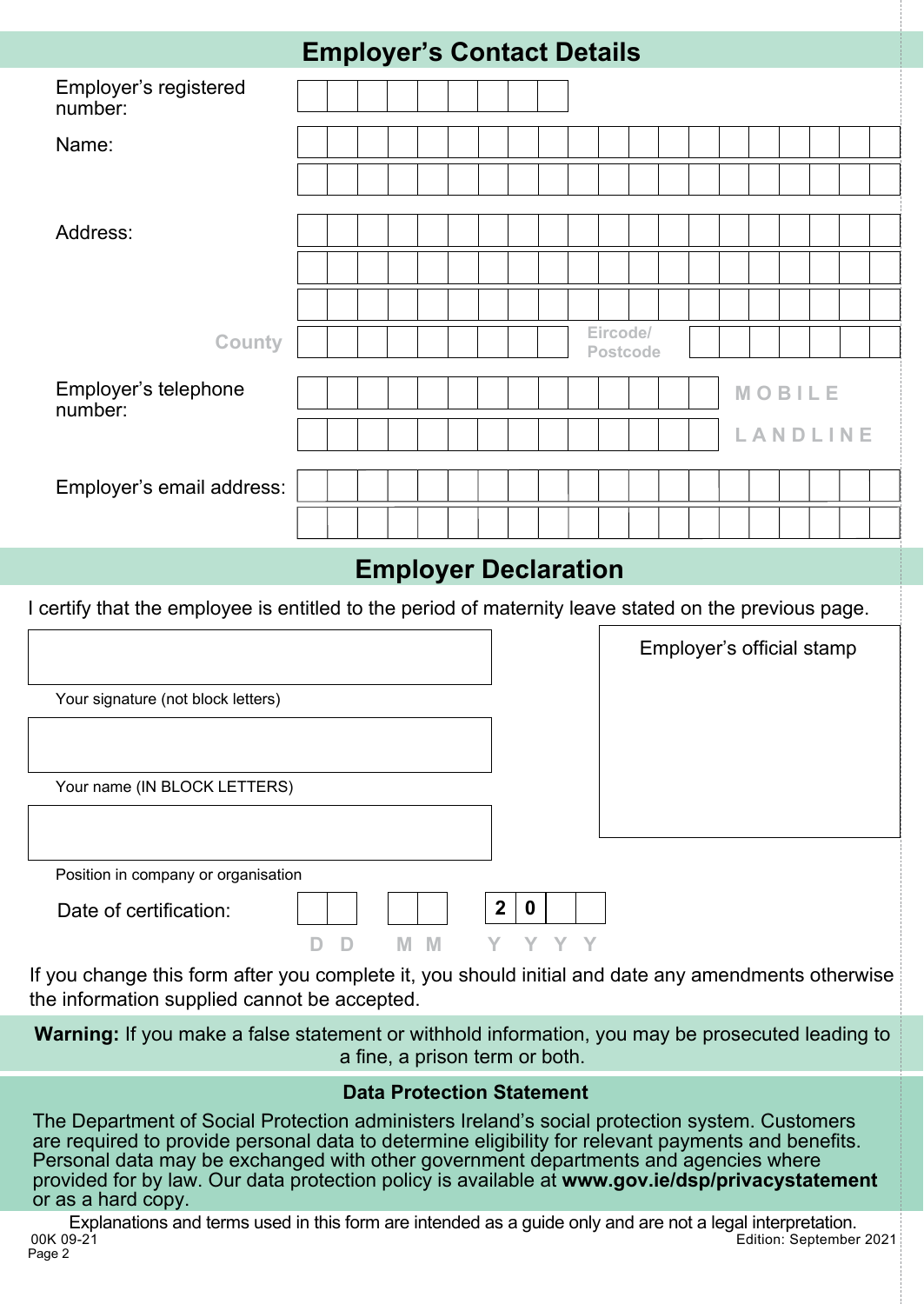## Employer's Contact Details

Employer's registered number:

Name:

Address:

County

Eircode/ Postcode

Employer's telephone number:

MOBILE

LANDLINE

Employer's email address:

## Employer Declaration

I certify that the employee is entitled to the period of maternity leave stated on the previous page.

Your signature (not block letters)

Your name (IN BLOCK LETTERS)

Position in company or organisation

Employer's official stamp

Date of certification: DD MM 20YY

If you change this form after you complete it, you should initial and date any amendments otherwise the information supplied cannot be accepted.

**Warning:** If you make a false statement or withhold information, you may be prosecuted leading to a fine, a prison term or both.

**Data Protection Statement**

The Department of Social Protection administers Ireland's social protection system. Customers are required to provide personal data to determine eligibility for relevant payments and benefits. Personal data may be exchanged with other government departments and agencies where provided for by law. Our data protection policy is available at **www.gov.ie/dsp/privacystatement** or as a hard copy.

Explanations and terms used in this form are intended as a guide only and are not a legal interpretation.

00K 09-21

Edition: September 2021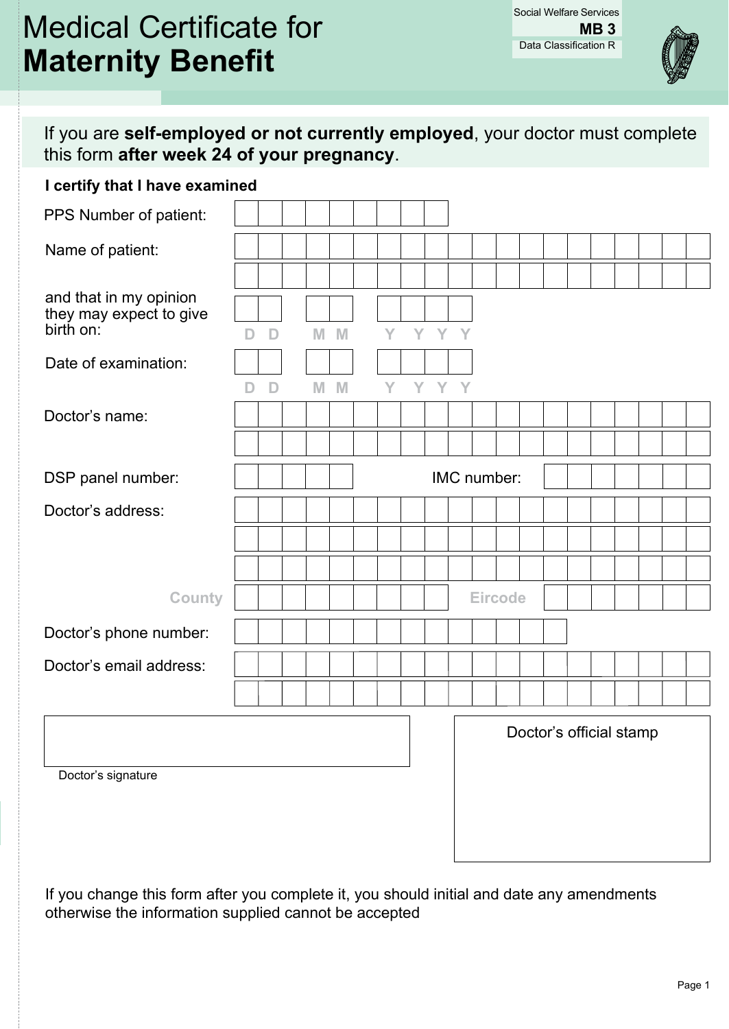Social Welfare Services
**MB 3**
Data Classification R

# Medical Certificate for **Maternity Benefit**

If you are **self-employed or not currently employed**, your doctor must complete this form **after week 24 of your pregnancy**.

**I certify that I have examined**

PPS Number of patient: ____________________

Name of patient: ____________________

and that in my opinion they may expect to give birth on: DD MM YYYY

Date of examination: DD MM YYYY

Doctor's name: ____________________

DSP panel number: __________ IMC number: __________

Doctor's address: ____________________

County __________ Eircode __________

Doctor's phone number: ____________________

Doctor's email address: ____________________

Doctor's signature

Doctor's official stamp

If you change this form after you complete it, you should initial and date any amendments otherwise the information supplied cannot be accepted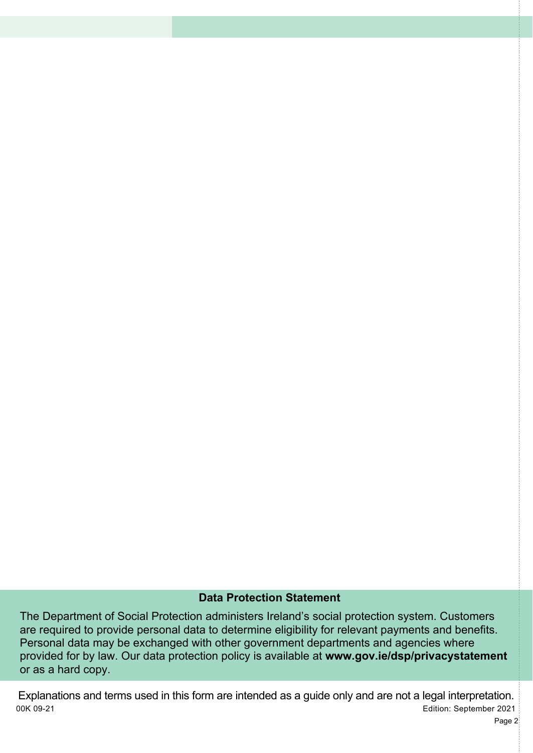## Data Protection Statement

The Department of Social Protection administers Ireland’s social protection system. Customers are required to provide personal data to determine eligibility for relevant payments and benefits. Personal data may be exchanged with other government departments and agencies where provided for by law. Our data protection policy is available at **www.gov.ie/dsp/privacystatement** or as a hard copy.

Explanations and terms used in this form are intended as a guide only and are not a legal interpretation.

00K 09-21

Edition: September 2021